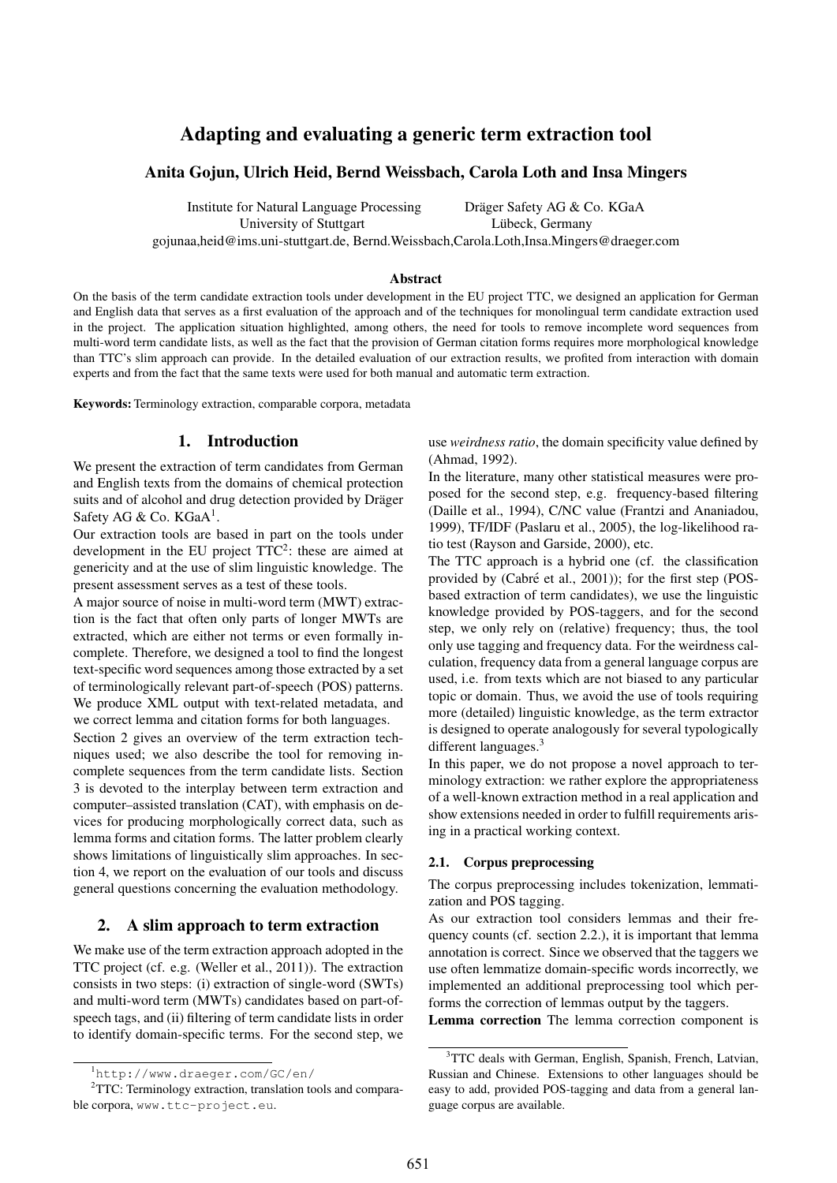# Adapting and evaluating a generic term extraction tool

**Anita Gojun, Ulrich Heid, Bernd Weissbach, Carola Loth and Insa Mingers**

Institute for Natural Language Processing, University of Stuttgart
Dräger Safety AG & Co. KGaA, Lübeck, Germany
gojunaa,heid@ims.uni-stuttgart.de, Bernd.Weissbach,Carola.Loth,Insa.Mingers@draeger.com

### Abstract

On the basis of the term candidate extraction tools under development in the EU project TTC, we designed an application for German and English data that serves as a first evaluation of the approach and of the techniques for monolingual term candidate extraction used in the project. The application situation highlighted, among others, the need for tools to remove incomplete word sequences from multi-word term candidate lists, as well as the fact that the provision of German citation forms requires more morphological knowledge than TTC's slim approach can provide. In the detailed evaluation of our extraction results, we profited from interaction with domain experts and from the fact that the same texts were used for both manual and automatic term extraction.

**Keywords:** Terminology extraction, comparable corpora, metadata

## 1. Introduction

We present the extraction of term candidates from German and English texts from the domains of chemical protection suits and of alcohol and drug detection provided by Dräger Safety AG & Co. KGaA[1].

Our extraction tools are based in part on the tools under development in the EU project TTC[2]: these are aimed at genericity and at the use of slim linguistic knowledge. The present assessment serves as a test of these tools.

A major source of noise in multi-word term (MWT) extraction is the fact that often only parts of longer MWTs are extracted, which are either not terms or even formally incomplete. Therefore, we designed a tool to find the longest text-specific word sequences among those extracted by a set of terminologically relevant part-of-speech (POS) patterns. We produce XML output with text-related metadata, and we correct lemma and citation forms for both languages.

Section 2 gives an overview of the term extraction techniques used; we also describe the tool for removing incomplete sequences from the term candidate lists. Section 3 is devoted to the interplay between term extraction and computer–assisted translation (CAT), with emphasis on devices for producing morphologically correct data, such as lemma forms and citation forms. The latter problem clearly shows limitations of linguistically slim approaches. In section 4, we report on the evaluation of our tools and discuss general questions concerning the evaluation methodology.

## 2. A slim approach to term extraction

We make use of the term extraction approach adopted in the TTC project (cf. e.g. (Weller et al., 2011)). The extraction consists in two steps: (i) extraction of single-word (SWTs) and multi-word term (MWTs) candidates based on part-of-speech tags, and (ii) filtering of term candidate lists in order to identify domain-specific terms. For the second step, we use *weirdness ratio*, the domain specificity value defined by (Ahmad, 1992).

In the literature, many other statistical measures were proposed for the second step, e.g. frequency-based filtering (Daille et al., 1994), C/NC value (Frantzi and Ananiadou, 1999), TF/IDF (Paslaru et al., 2005), the log-likelihood ratio test (Rayson and Garside, 2000), etc.

The TTC approach is a hybrid one (cf. the classification provided by (Cabré et al., 2001)); for the first step (POS-based extraction of term candidates), we use the linguistic knowledge provided by POS-taggers, and for the second step, we only rely on (relative) frequency; thus, the tool only use tagging and frequency data. For the weirdness calculation, frequency data from a general language corpus are used, i.e. from texts which are not biased to any particular topic or domain. Thus, we avoid the use of tools requiring more (detailed) linguistic knowledge, as the term extractor is designed to operate analogously for several typologically different languages.[3]

In this paper, we do not propose a novel approach to terminology extraction: we rather explore the appropriateness of a well-known extraction method in a real application and show extensions needed in order to fulfill requirements arising in a practical working context.

### 2.1. Corpus preprocessing

The corpus preprocessing includes tokenization, lemmatization and POS tagging.

As our extraction tool considers lemmas and their frequency counts (cf. section 2.2.), it is important that lemma annotation is correct. Since we observed that the taggers we use often lemmatize domain-specific words incorrectly, we implemented an additional preprocessing tool which performs the correction of lemmas output by the taggers.

**Lemma correction** The lemma correction component is

---

[1] http://www.draeger.com/GC/en/

[2] TTC: Terminology extraction, translation tools and comparable corpora, www.ttc-project.eu.

[3] TTC deals with German, English, Spanish, French, Latvian, Russian and Chinese. Extensions to other languages should be easy to add, provided POS-tagging and data from a general language corpus are available.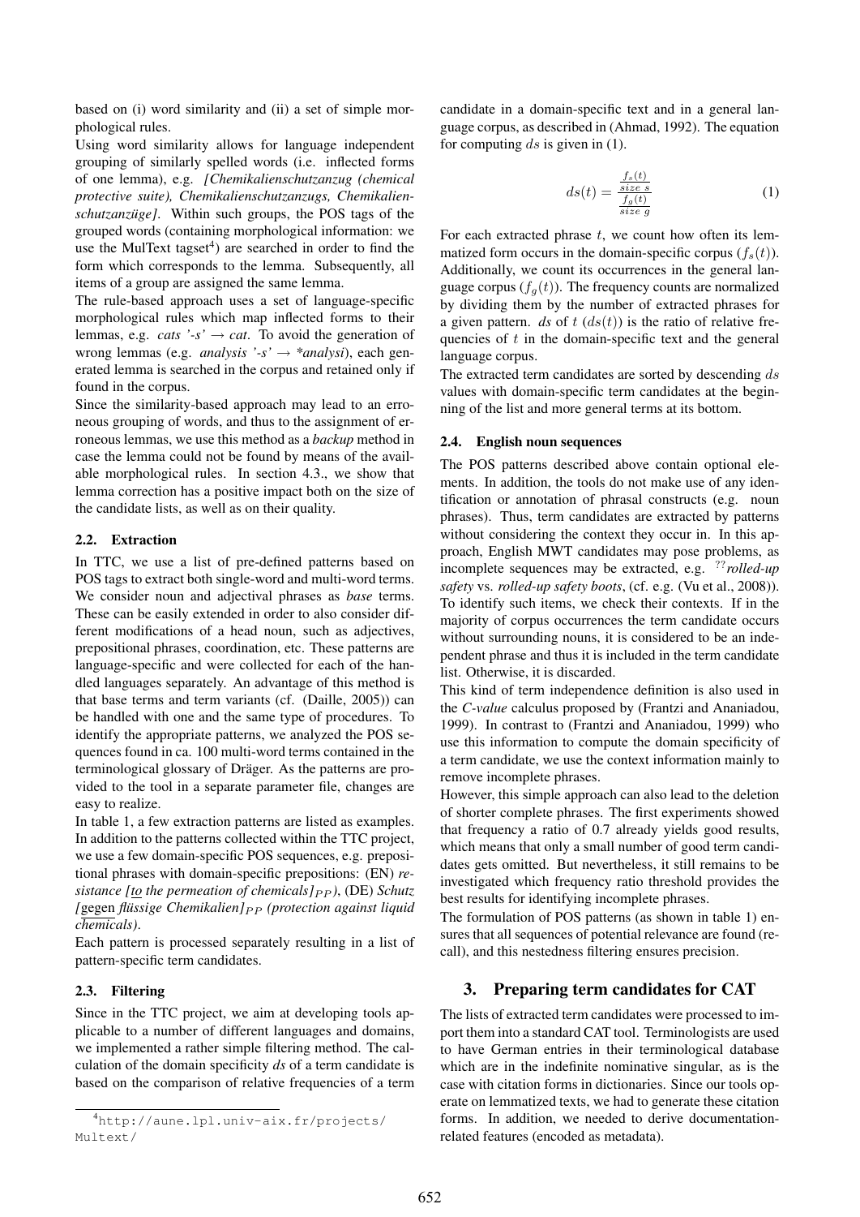based on (i) word similarity and (ii) a set of simple morphological rules.

Using word similarity allows for language independent grouping of similarly spelled words (i.e. inflected forms of one lemma), e.g. *[Chemikalienschutzanzug (chemical protective suite), Chemikalienschutzanzugs, Chemikalienschutzanzüge]*. Within such groups, the POS tags of the grouped words (containing morphological information: we use the MulText tagset[4]) are searched in order to find the form which corresponds to the lemma. Subsequently, all items of a group are assigned the same lemma.

The rule-based approach uses a set of language-specific morphological rules which map inflected forms to their lemmas, e.g. *cats '-s' → cat*. To avoid the generation of wrong lemmas (e.g. *analysis '-s' → \*analysi*), each generated lemma is searched in the corpus and retained only if found in the corpus.

Since the similarity-based approach may lead to an erroneous grouping of words, and thus to the assignment of erroneous lemmas, we use this method as a *backup* method in case the lemma could not be found by means of the available morphological rules. In section 4.3., we show that lemma correction has a positive impact both on the size of the candidate lists, as well as on their quality.

### 2.2. Extraction

In TTC, we use a list of pre-defined patterns based on POS tags to extract both single-word and multi-word terms. We consider noun and adjectival phrases as *base* terms. These can be easily extended in order to also consider different modifications of a head noun, such as adjectives, prepositional phrases, coordination, etc. These patterns are language-specific and were collected for each of the handled languages separately. An advantage of this method is that base terms and term variants (cf. (Daille, 2005)) can be handled with one and the same type of procedures. To identify the appropriate patterns, we analyzed the POS sequences found in ca. 100 multi-word terms contained in the terminological glossary of Dräger. As the patterns are provided to the tool in a separate parameter file, changes are easy to realize.

In table 1, a few extraction patterns are listed as examples. In addition to the patterns collected within the TTC project, we use a few domain-specific POS sequences, e.g. prepositional phrases with domain-specific prepositions: (EN) *resistance [to the permeation of chemicals]$_{PP}$*), (DE) *Schutz [gegen flüssige Chemikalien]$_{PP}$ (protection against liquid chemicals)*.

Each pattern is processed separately resulting in a list of pattern-specific term candidates.

### 2.3. Filtering

Since in the TTC project, we aim at developing tools applicable to a number of different languages and domains, we implemented a rather simple filtering method. The calculation of the domain specificity *ds* of a term candidate is based on the comparison of relative frequencies of a term candidate in a domain-specific text and in a general language corpus, as described in (Ahmad, 1992). The equation for computing $ds$ is given in (1).

$$ds(t) = \frac{\frac{f_s(t)}{size\ s}}{\frac{f_g(t)}{size\ g}} \quad (1)$$

For each extracted phrase $t$, we count how often its lemmatized form occurs in the domain-specific corpus ($f_s(t)$). Additionally, we count its occurrences in the general language corpus ($f_g(t)$). The frequency counts are normalized by dividing them by the number of extracted phrases for a given pattern. *ds* of $t$ ($ds(t)$) is the ratio of relative frequencies of $t$ in the domain-specific text and the general language corpus.

The extracted term candidates are sorted by descending $ds$ values with domain-specific term candidates at the beginning of the list and more general terms at its bottom.

### 2.4. English noun sequences

The POS patterns described above contain optional elements. In addition, the tools do not make use of any identification or annotation of phrasal constructs (e.g. noun phrases). Thus, term candidates are extracted by patterns without considering the context they occur in. In this approach, English MWT candidates may pose problems, as incomplete sequences may be extracted, e.g. $^{??}$*rolled-up safety* vs. *rolled-up safety boots*, (cf. e.g. (Vu et al., 2008)). To identify such items, we check their contexts. If in the majority of corpus occurrences the term candidate occurs without surrounding nouns, it is considered to be an independent phrase and thus it is included in the term candidate list. Otherwise, it is discarded.

This kind of term independence definition is also used in the *C-value* calculus proposed by (Frantzi and Ananiadou, 1999). In contrast to (Frantzi and Ananiadou, 1999) who use this information to compute the domain specificity of a term candidate, we use the context information mainly to remove incomplete phrases.

However, this simple approach can also lead to the deletion of shorter complete phrases. The first experiments showed that frequency a ratio of 0.7 already yields good results, which means that only a small number of good term candidates gets omitted. But nevertheless, it still remains to be investigated which frequency ratio threshold provides the best results for identifying incomplete phrases.

The formulation of POS patterns (as shown in table 1) ensures that all sequences of potential relevance are found (recall), and this nestedness filtering ensures precision.

## 3. Preparing term candidates for CAT

The lists of extracted term candidates were processed to import them into a standard CAT tool. Terminologists are used to have German entries in their terminological database which are in the indefinite nominative singular, as is the case with citation forms in dictionaries. Since our tools operate on lemmatized texts, we had to generate these citation forms. In addition, we needed to derive documentation-related features (encoded as metadata).

[4] http://aune.lpl.univ-aix.fr/projects/Multext/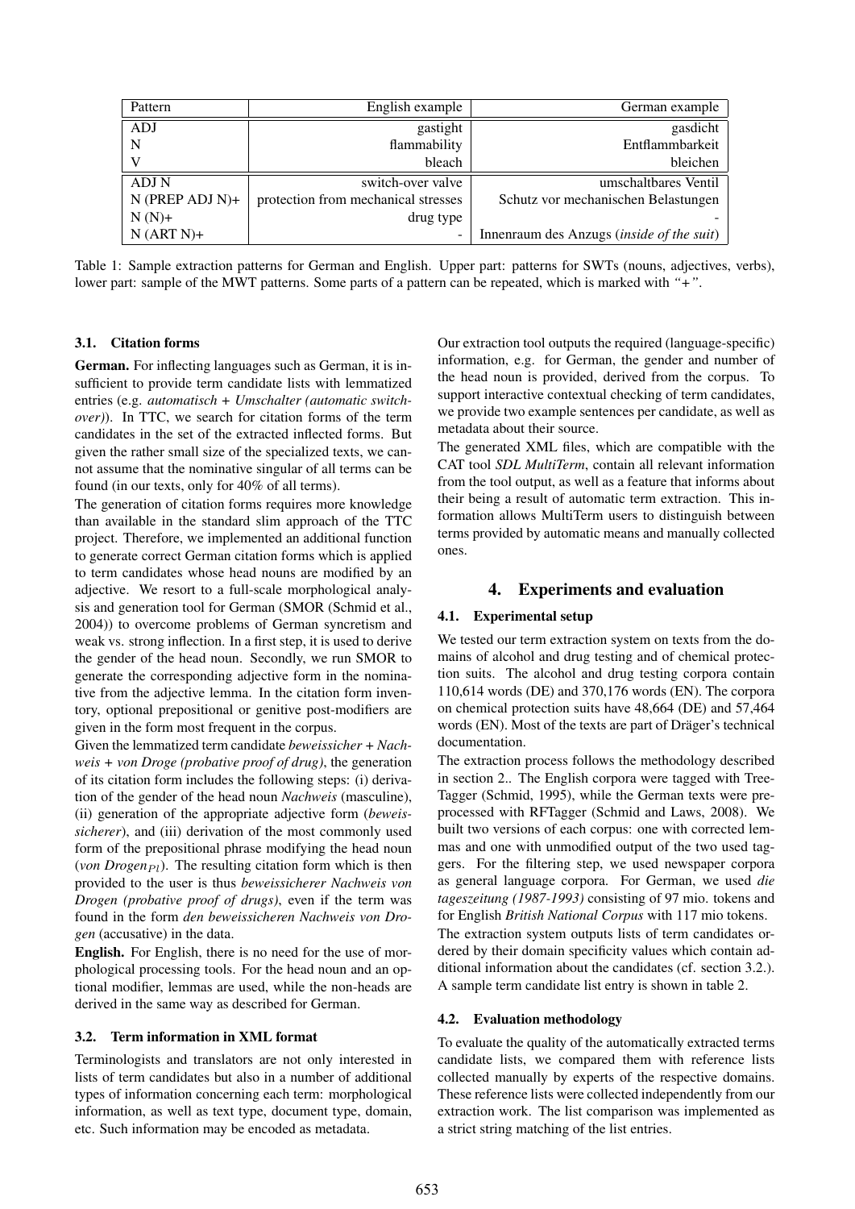| Pattern | English example | German example |
|---|---|---|
| ADJ | gastight | gasdicht |
| N | flammability | Entflammbarkeit |
| V | bleach | bleichen |
| ADJ N | switch-over valve | umschaltbares Ventil |
| N (PREP ADJ N)+ | protection from mechanical stresses | Schutz vor mechanischen Belastungen |
| N (N)+ | drug type | - |
| N (ART N)+ | - | Innenraum des Anzugs (*inside of the suit*) |

Table 1: Sample extraction patterns for German and English. Upper part: patterns for SWTs (nouns, adjectives, verbs), lower part: sample of the MWT patterns. Some parts of a pattern can be repeated, which is marked with *"+"*.

### 3.1. Citation forms

**German.** For inflecting languages such as German, it is insufficient to provide term candidate lists with lemmatized entries (e.g. *automatisch + Umschalter (automatic switch-over)*). In TTC, we search for citation forms of the term candidates in the set of the extracted inflected forms. But given the rather small size of the specialized texts, we cannot assume that the nominative singular of all terms can be found (in our texts, only for 40% of all terms).

The generation of citation forms requires more knowledge than available in the standard slim approach of the TTC project. Therefore, we implemented an additional function to generate correct German citation forms which is applied to term candidates whose head nouns are modified by an adjective. We resort to a full-scale morphological analysis and generation tool for German (SMOR (Schmid et al., 2004)) to overcome problems of German syncretism and weak vs. strong inflection. In a first step, it is used to derive the gender of the head noun. Secondly, we run SMOR to generate the corresponding adjective form in the nominative from the adjective lemma. In the citation form inventory, optional prepositional or genitive post-modifiers are given in the form most frequent in the corpus.

Given the lemmatized term candidate *beweissicher + Nachweis + von Droge (probative proof of drug)*, the generation of its citation form includes the following steps: (i) derivation of the gender of the head noun *Nachweis* (masculine), (ii) generation of the appropriate adjective form (*beweissicherer*), and (iii) derivation of the most commonly used form of the prepositional phrase modifying the head noun (*von Drogen*$_{Pl}$). The resulting citation form which is then provided to the user is thus *beweissicherer Nachweis von Drogen (probative proof of drugs)*, even if the term was found in the form *den beweissicheren Nachweis von Drogen* (accusative) in the data.

**English.** For English, there is no need for the use of morphological processing tools. For the head noun and an optional modifier, lemmas are used, while the non-heads are derived in the same way as described for German.

### 3.2. Term information in XML format

Terminologists and translators are not only interested in lists of term candidates but also in a number of additional types of information concerning each term: morphological information, as well as text type, document type, domain, etc. Such information may be encoded as metadata.

Our extraction tool outputs the required (language-specific) information, e.g. for German, the gender and number of the head noun is provided, derived from the corpus. To support interactive contextual checking of term candidates, we provide two example sentences per candidate, as well as metadata about their source.

The generated XML files, which are compatible with the CAT tool *SDL MultiTerm*, contain all relevant information from the tool output, as well as a feature that informs about their being a result of automatic term extraction. This information allows MultiTerm users to distinguish between terms provided by automatic means and manually collected ones.

## 4. Experiments and evaluation

### 4.1. Experimental setup

We tested our term extraction system on texts from the domains of alcohol and drug testing and of chemical protection suits. The alcohol and drug testing corpora contain 110,614 words (DE) and 370,176 words (EN). The corpora on chemical protection suits have 48,664 (DE) and 57,464 words (EN). Most of the texts are part of Dräger's technical documentation.

The extraction process follows the methodology described in section 2.. The English corpora were tagged with Tree-Tagger (Schmid, 1995), while the German texts were preprocessed with RFTagger (Schmid and Laws, 2008). We built two versions of each corpus: one with corrected lemmas and one with unmodified output of the two used taggers. For the filtering step, we used newspaper corpora as general language corpora. For German, we used *die tageszeitung (1987-1993)* consisting of 97 mio. tokens and for English *British National Corpus* with 117 mio tokens.

The extraction system outputs lists of term candidates ordered by their domain specificity values which contain additional information about the candidates (cf. section 3.2.). A sample term candidate list entry is shown in table 2.

### 4.2. Evaluation methodology

To evaluate the quality of the automatically extracted terms candidate lists, we compared them with reference lists collected manually by experts of the respective domains. These reference lists were collected independently from our extraction work. The list comparison was implemented as a strict string matching of the list entries.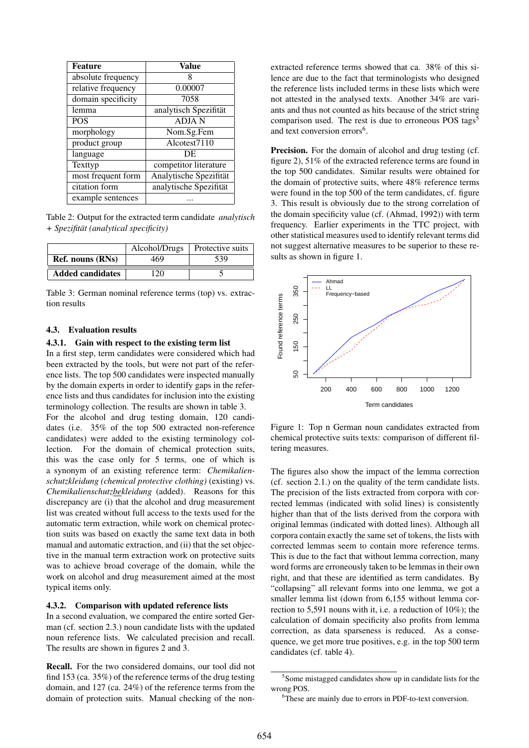| Feature | Value |
|---|---|
| absolute frequency | 8 |
| relative frequency | 0.00007 |
| domain specificity | 7058 |
| lemma | analytisch Spezifität |
| POS | ADJA N |
| morphology | Nom.Sg.Fem |
| product group | Alcotest7110 |
| language | DE |
| Texttyp | competitor literature |
| most frequent form | Analytische Spezifität |
| citation form | analytische Spezifität |
| example sentences | ... |

Table 2: Output for the extracted term candidate *analytisch + Spezifität (analytical specificity)*

| | Alcohol/Drugs | Protective suits |
|---|---|---|
| **Ref. nouns (RNs)** | 469 | 539 |
| **Added candidates** | 120 | 5 |

Table 3: German nominal reference terms (top) vs. extraction results

### 4.3. Evaluation results

#### 4.3.1. Gain with respect to the existing term list

In a first step, term candidates were considered which had been extracted by the tools, but were not part of the reference lists. The top 500 candidates were inspected manually by the domain experts in order to identify gaps in the reference lists and thus candidates for inclusion into the existing terminology collection. The results are shown in table 3.

For the alcohol and drug testing domain, 120 candidates (i.e. 35% of the top 500 extracted non-reference candidates) were added to the existing terminology collection. For the domain of chemical protection suits, this was the case only for 5 terms, one of which is a synonym of an existing reference term: *Chemikalienschutzkleidung (chemical protective clothing)* (existing) vs. *Chemikalienschutzbekleidung* (added). Reasons for this discrepancy are (i) that the alcohol and drug measurement list was created without full access to the texts used for the automatic term extraction, while work on chemical protection suits was based on exactly the same text data in both manual and automatic extraction, and (ii) that the set objective in the manual term extraction work on protective suits was to achieve broad coverage of the domain, while the work on alcohol and drug measurement aimed at the most typical items only.

#### 4.3.2. Comparison with updated reference lists

In a second evaluation, we compared the entire sorted German (cf. section 2.3.) noun candidate lists with the updated noun reference lists. We calculated precision and recall. The results are shown in figures 2 and 3.

**Recall.** For the two considered domains, our tool did not find 153 (ca. 35%) of the reference terms of the drug testing domain, and 127 (ca. 24%) of the reference terms from the domain of protection suits. Manual checking of the non-extracted reference terms showed that ca. 38% of this silence are due to the fact that terminologists who designed the reference lists included terms in these lists which were not attested in the analysed texts. Another 34% are variants and thus not counted as hits because of the strict string comparison used. The rest is due to erroneous POS tags[5] and text conversion errors[6].

**Precision.** For the domain of alcohol and drug testing (cf. figure 2), 51% of the extracted reference terms are found in the top 500 candidates. Similar results were obtained for the domain of protective suits, where 48% reference terms were found in the top 500 of the term candidates, cf. figure 3. This result is obviously due to the strong correlation of the domain specificity value (cf. (Ahmad, 1992)) with term frequency. Earlier experiments in the TTC project, with other statistical measures used to identify relevant terms did not suggest alternative measures to be superior to these results as shown in figure 1.

Figure 1: Top n German noun candidates extracted from chemical protective suits texts: comparison of different filtering measures.

The figures also show the impact of the lemma correction (cf. section 2.1.) on the quality of the term candidate lists. The precision of the lists extracted from corpora with corrected lemmas (indicated with solid lines) is consistently higher than that of the lists derived from the corpora with original lemmas (indicated with dotted lines). Although all corpora contain exactly the same set of tokens, the lists with corrected lemmas seem to contain more reference terms. This is due to the fact that without lemma correction, many word forms are erroneously taken to be lemmas in their own right, and that these are identified as term candidates. By "collapsing" all relevant forms into one lemma, we got a smaller lemma list (down from 6,155 without lemma correction to 5,591 nouns with it, i.e. a reduction of 10%); the calculation of domain specificity also profits from lemma correction, as data sparseness is reduced. As a consequence, we get more true positives, e.g. in the top 500 term candidates (cf. table 4).

[5] Some mistagged candidates show up in candidate lists for the wrong POS.

[6] These are mainly due to errors in PDF-to-text conversion.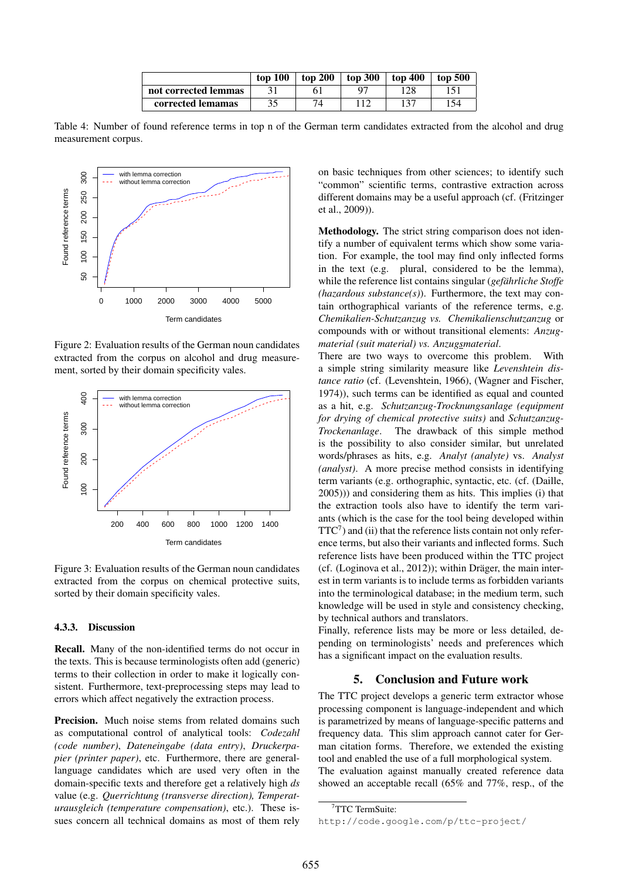| | top 100 | top 200 | top 300 | top 400 | top 500 |
|---|---|---|---|---|---|
| **not corrected lemmas** | 31 | 61 | 97 | 128 | 151 |
| **corrected lemamas** | 35 | 74 | 112 | 137 | 154 |

Table 4: Number of found reference terms in top n of the German term candidates extracted from the alcohol and drug measurement corpus.

Figure 2: Evaluation results of the German noun candidates extracted from the corpus on alcohol and drug measurement, sorted by their domain specificity vales.

Figure 3: Evaluation results of the German noun candidates extracted from the corpus on chemical protective suits, sorted by their domain specificity vales.

### 4.3.3. Discussion

**Recall.** Many of the non-identified terms do not occur in the texts. This is because terminologists often add (generic) terms to their collection in order to make it logically consistent. Furthermore, text-preprocessing steps may lead to errors which affect negatively the extraction process.

**Precision.** Much noise stems from related domains such as computational control of analytical tools: *Codezahl (code number)*, *Dateneingabe (data entry)*, *Druckerpapier (printer paper)*, etc. Furthermore, there are general-language candidates which are used very often in the domain-specific texts and therefore get a relatively high *ds* value (e.g. *Querrichtung (transverse direction), Temperaturausgleich (temperature compensation)*, etc.). These issues concern all technical domains as most of them rely on basic techniques from other sciences; to identify such "common" scientific terms, contrastive extraction across different domains may be a useful approach (cf. (Fritzinger et al., 2009)).

**Methodology.** The strict string comparison does not identify a number of equivalent terms which show some variation. For example, the tool may find only inflected forms in the text (e.g. plural, considered to be the lemma), while the reference list contains singular (*gefährliche Stoffe (hazardous substance(s))*. Furthermore, the text may contain orthographical variants of the reference terms, e.g. *Chemikalien-Schutzanzug vs. Chemikalienschutzanzug* or compounds with or without transitional elements: *Anzugmaterial (suit material) vs. Anzugsmaterial*.

There are two ways to overcome this problem. With a simple string similarity measure like *Levenshtein distance ratio* (cf. (Levenshtein, 1966), (Wagner and Fischer, 1974)), such terms can be identified as equal and counted as a hit, e.g. *Schutzanzug-Trocknungsanlage (equipment for drying of chemical protective suits)* and *Schutzanzug-Trockenanlage*. The drawback of this simple method is the possibility to also consider similar, but unrelated words/phrases as hits, e.g. *Analyt (analyte)* vs. *Analyst (analyst)*. A more precise method consists in identifying term variants (e.g. orthographic, syntactic, etc. (cf. (Daille, 2005))) and considering them as hits. This implies (i) that the extraction tools also have to identify the term variants (which is the case for the tool being developed within TTC[7]) and (ii) that the reference lists contain not only reference terms, but also their variants and inflected forms. Such reference lists have been produced within the TTC project (cf. (Loginova et al., 2012)); within Dräger, the main interest in term variants is to include terms as forbidden variants into the terminological database; in the medium term, such knowledge will be used in style and consistency checking, by technical authors and translators.

Finally, reference lists may be more or less detailed, depending on terminologists' needs and preferences which has a significant impact on the evaluation results.

## 5. Conclusion and Future work

The TTC project develops a generic term extractor whose processing component is language-independent and which is parametrized by means of language-specific patterns and frequency data. This slim approach cannot cater for German citation forms. Therefore, we extended the existing tool and enabled the use of a full morphological system.

The evaluation against manually created reference data showed an acceptable recall (65% and 77%, resp., of the

[7]TTC TermSuite: http://code.google.com/p/ttc-project/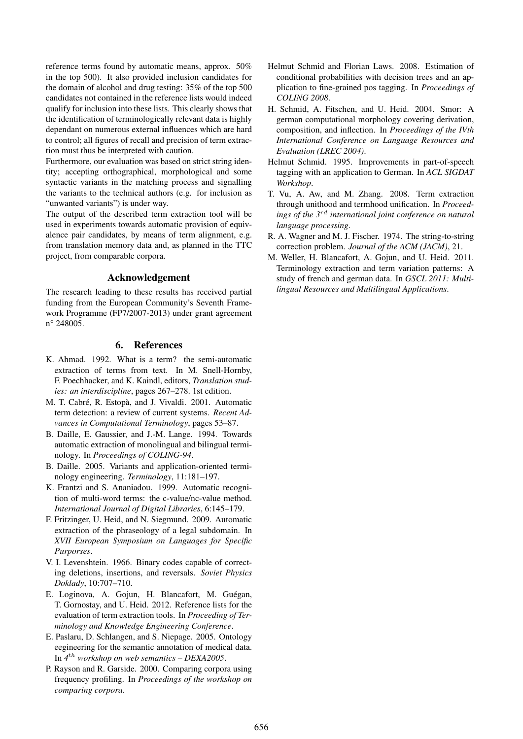reference terms found by automatic means, approx. 50% in the top 500). It also provided inclusion candidates for the domain of alcohol and drug testing: 35% of the top 500 candidates not contained in the reference lists would indeed qualify for inclusion into these lists. This clearly shows that the identification of terminologically relevant data is highly dependant on numerous external influences which are hard to control; all figures of recall and precision of term extraction must thus be interpreted with caution.

Furthermore, our evaluation was based on strict string identity; accepting orthographical, morphological and some syntactic variants in the matching process and signalling the variants to the technical authors (e.g. for inclusion as "unwanted variants") is under way.

The output of the described term extraction tool will be used in experiments towards automatic provision of equivalence pair candidates, by means of term alignment, e.g. from translation memory data and, as planned in the TTC project, from comparable corpora.

## Acknowledgement

The research leading to these results has received partial funding from the European Community's Seventh Framework Programme (FP7/2007-2013) under grant agreement n° 248005.

## 6. References

K. Ahmad. 1992. What is a term? the semi-automatic extraction of terms from text. In M. Snell-Hornby, F. Poechhacker, and K. Kaindl, editors, *Translation studies: an interdiscipline*, pages 267–278. 1st edition.

M. T. Cabré, R. Estopà, and J. Vivaldi. 2001. Automatic term detection: a review of current systems. *Recent Advances in Computational Terminology*, pages 53–87.

B. Daille, E. Gaussier, and J.-M. Lange. 1994. Towards automatic extraction of monolingual and bilingual terminology. In *Proceedings of COLING-94*.

B. Daille. 2005. Variants and application-oriented terminology engineering. *Terminology*, 11:181–197.

K. Frantzi and S. Ananiadou. 1999. Automatic recognition of multi-word terms: the c-value/nc-value method. *International Journal of Digital Libraries*, 6:145–179.

F. Fritzinger, U. Heid, and N. Siegmund. 2009. Automatic extraction of the phraseology of a legal subdomain. In *XVII European Symposium on Languages for Specific Purporses*.

V. I. Levenshtein. 1966. Binary codes capable of correcting deletions, insertions, and reversals. *Soviet Physics Doklady*, 10:707–710.

E. Loginova, A. Gojun, H. Blancafort, M. Guégan, T. Gornostay, and U. Heid. 2012. Reference lists for the evaluation of term extraction tools. In *Proceeding of Terminology and Knowledge Engineering Conference*.

E. Paslaru, D. Schlangen, and S. Niepage. 2005. Ontology eegineering for the semantic annotation of medical data. In *4$^{th}$ workshop on web semantics – DEXA2005*.

P. Rayson and R. Garside. 2000. Comparing corpora using frequency profiling. In *Proceedings of the workshop on comparing corpora*.

Helmut Schmid and Florian Laws. 2008. Estimation of conditional probabilities with decision trees and an application to fine-grained pos tagging. In *Proceedings of COLING 2008*.

H. Schmid, A. Fitschen, and U. Heid. 2004. Smor: A german computational morphology covering derivation, composition, and inflection. In *Proceedings of the IVth International Conference on Language Resources and Evaluation (LREC 2004)*.

Helmut Schmid. 1995. Improvements in part-of-speech tagging with an application to German. In *ACL SIGDAT Workshop*.

T. Vu, A. Aw, and M. Zhang. 2008. Term extraction through unithood and termhood unification. In *Proceedings of the 3$^{rd}$ international joint conference on natural language processing*.

R. A. Wagner and M. J. Fischer. 1974. The string-to-string correction problem. *Journal of the ACM (JACM)*, 21.

M. Weller, H. Blancafort, A. Gojun, and U. Heid. 2011. Terminology extraction and term variation patterns: A study of french and german data. In *GSCL 2011: Multilingual Resources and Multilingual Applications*.